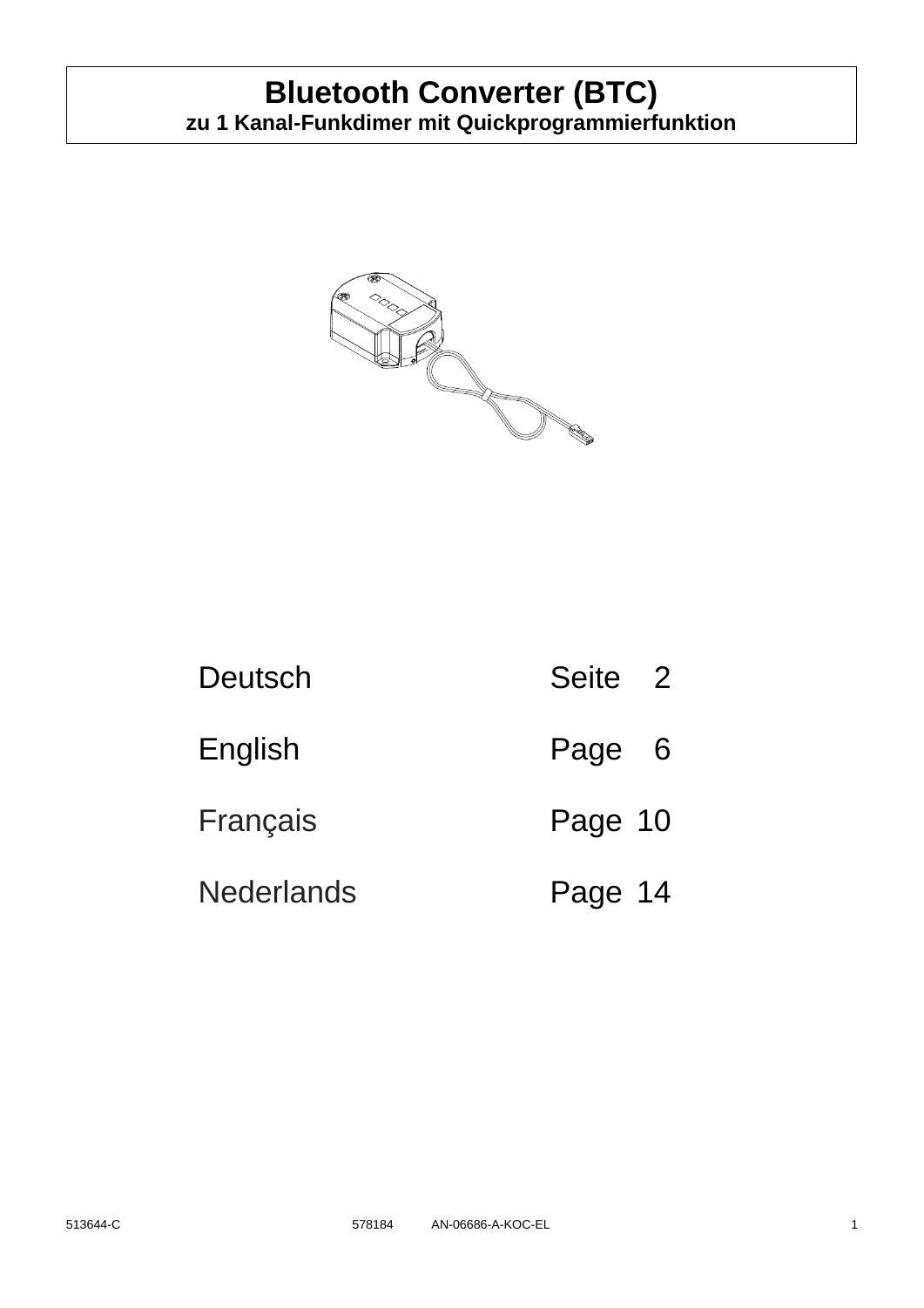# Bluetooth Converter (BTC)

**zu 1 Kanal-Funkdimer mit Quickprogrammierfunktion**

| | |
|---|---|
| Deutsch | Seite 2 |
| English | Page 6 |
| Français | Page 10 |
| Nederlands | Page 14 |

513644-C 578184 AN-06686-A-KOC-EL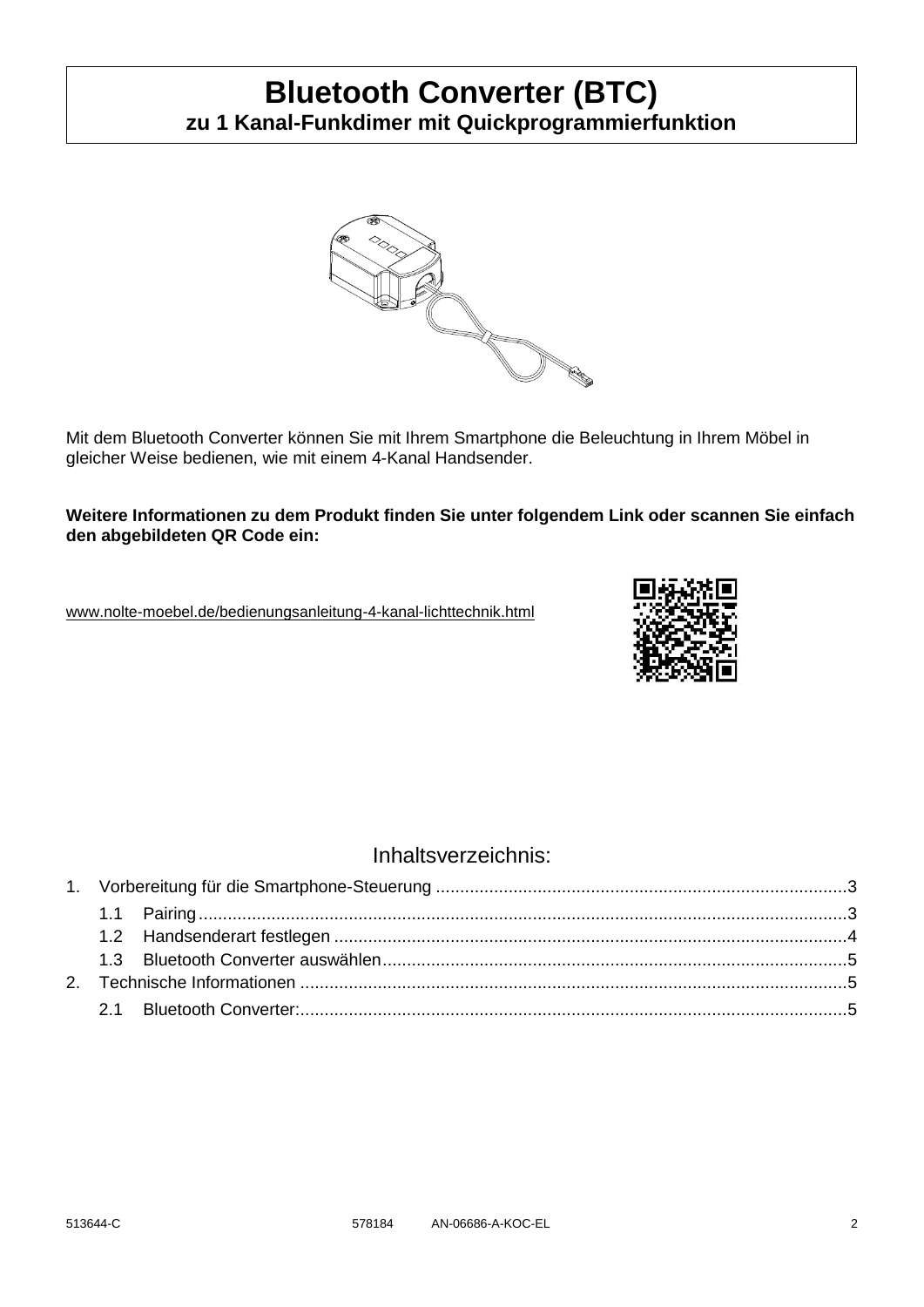# Bluetooth Converter (BTC)

## zu 1 Kanal-Funkdimer mit Quickprogrammierfunktion

Mit dem Bluetooth Converter können Sie mit Ihrem Smartphone die Beleuchtung in Ihrem Möbel in gleicher Weise bedienen, wie mit einem 4-Kanal Handsender.

**Weitere Informationen zu dem Produkt finden Sie unter folgendem Link oder scannen Sie einfach den abgebildeten QR Code ein:**

www.nolte-moebel.de/bedienungsanleitung-4-kanal-lichttechnik.html

## Inhaltsverzeichnis:

1. Vorbereitung für die Smartphone-Steuerung ....................................................................................3
   - 1.1 Pairing.....................................................................................................................................3
   - 1.2 Handsenderart festlegen .........................................................................................................4
   - 1.3 Bluetooth Converter auswählen...............................................................................................5
2. Technische Informationen ................................................................................................................5
   - 2.1 Bluetooth Converter:................................................................................................................5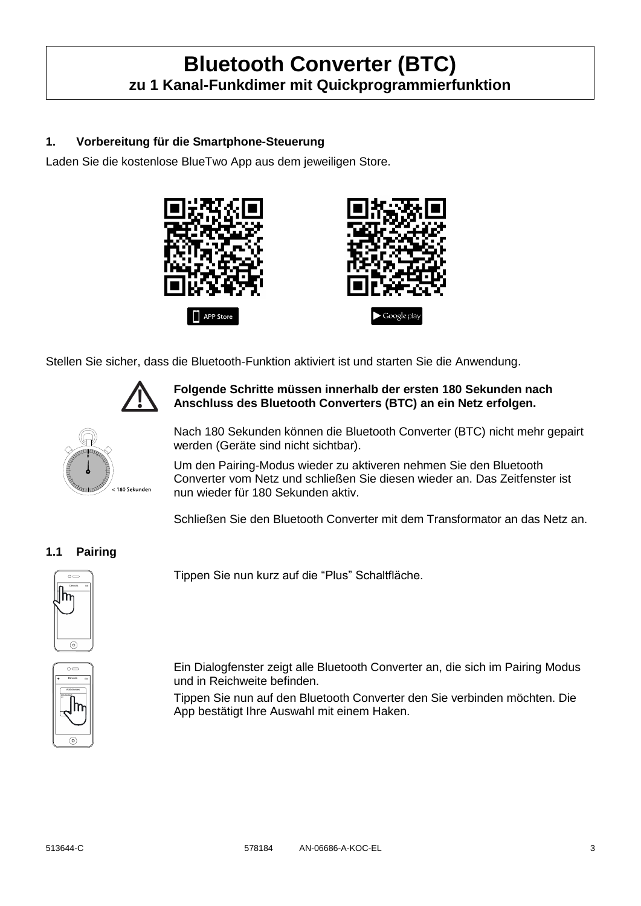# Bluetooth Converter (BTC)

## zu 1 Kanal-Funkdimer mit Quickprogrammierfunktion

### 1. Vorbereitung für die Smartphone-Steuerung

Laden Sie die kostenlose BlueTwo App aus dem jeweiligen Store.

APP Store

Google play

Stellen Sie sicher, dass die Bluetooth-Funktion aktiviert ist und starten Sie die Anwendung.

**Folgende Schritte müssen innerhalb der ersten 180 Sekunden nach Anschluss des Bluetooth Converters (BTC) an ein Netz erfolgen.**

< 180 Sekunden

Nach 180 Sekunden können die Bluetooth Converter (BTC) nicht mehr gepairt werden (Geräte sind nicht sichtbar).

Um den Pairing-Modus wieder zu aktiveren nehmen Sie den Bluetooth Converter vom Netz und schließen Sie diesen wieder an. Das Zeitfenster ist nun wieder für 180 Sekunden aktiv.

Schließen Sie den Bluetooth Converter mit dem Transformator an das Netz an.

### 1.1 Pairing

Tippen Sie nun kurz auf die “Plus” Schaltfläche.

Ein Dialogfenster zeigt alle Bluetooth Converter an, die sich im Pairing Modus und in Reichweite befinden.

Tippen Sie nun auf den Bluetooth Converter den Sie verbinden möchten. Die App bestätigt Ihre Auswahl mit einem Haken.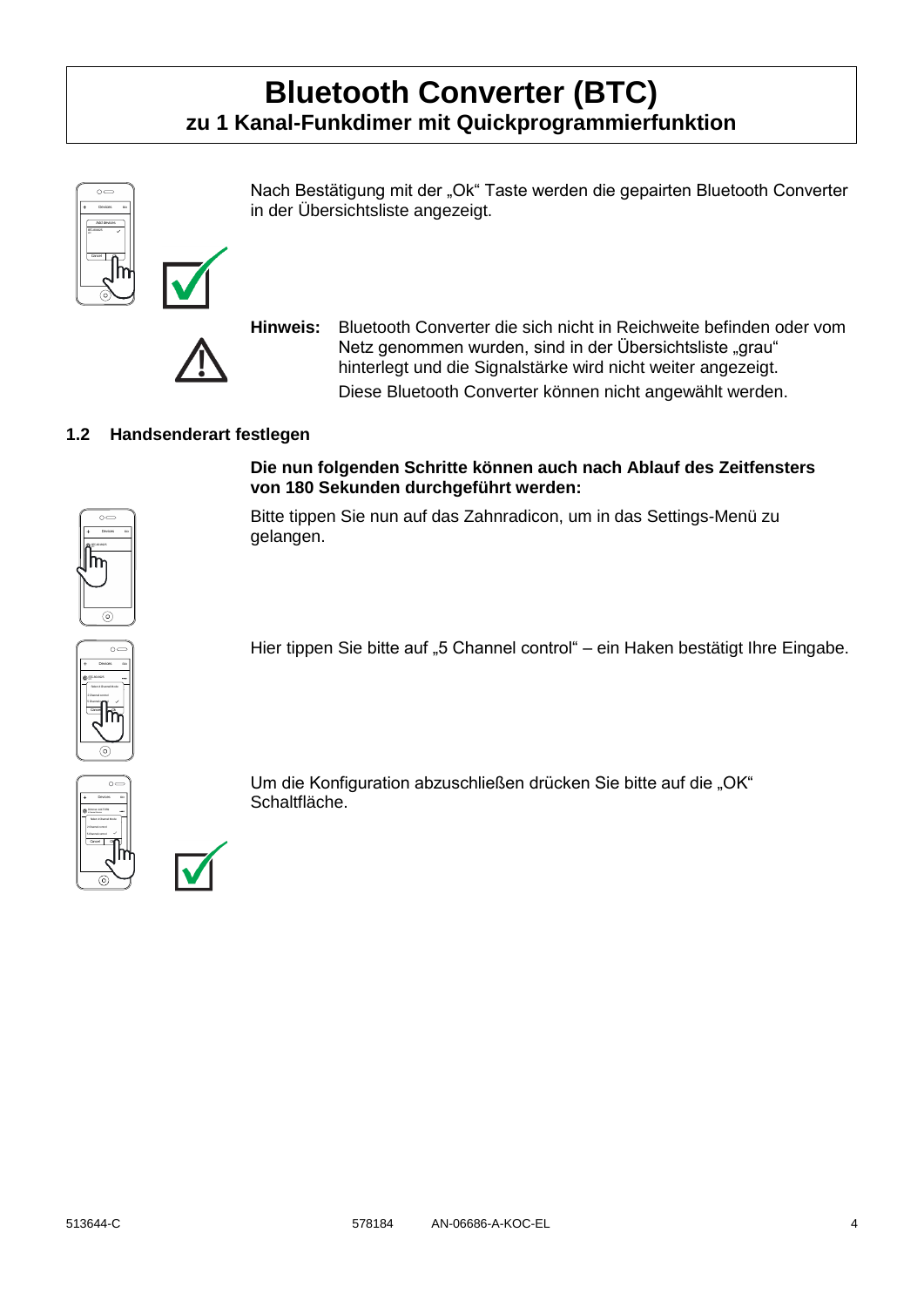# Bluetooth Converter (BTC)

## zu 1 Kanal-Funkdimer mit Quickprogrammierfunktion

Nach Bestätigung mit der „Ok“ Taste werden die gepairten Bluetooth Converter in der Übersichtsliste angezeigt.

**Hinweis:** Bluetooth Converter die sich nicht in Reichweite befinden oder vom Netz genommen wurden, sind in der Übersichtsliste „grau“ hinterlegt und die Signalstärke wird nicht weiter angezeigt.
Diese Bluetooth Converter können nicht angewählt werden.

### 1.2 Handsenderart festlegen

**Die nun folgenden Schritte können auch nach Ablauf des Zeitfensters von 180 Sekunden durchgeführt werden:**

Bitte tippen Sie nun auf das Zahnradicon, um in das Settings-Menü zu gelangen.

Hier tippen Sie bitte auf „5 Channel control“ – ein Haken bestätigt Ihre Eingabe.

Um die Konfiguration abzuschließen drücken Sie bitte auf die „OK“ Schaltfläche.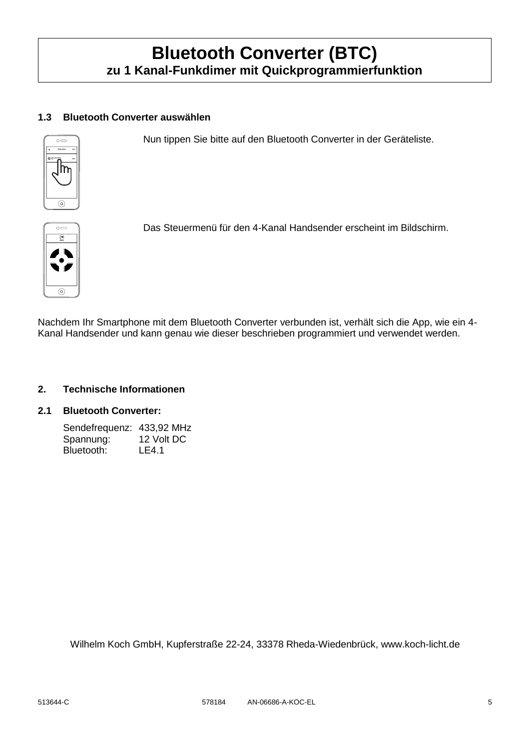# Bluetooth Converter (BTC)
## zu 1 Kanal-Funkdimer mit Quickprogrammierfunktion

### 1.3 Bluetooth Converter auswählen

Nun tippen Sie bitte auf den Bluetooth Converter in der Geräteliste.

Das Steuermenü für den 4-Kanal Handsender erscheint im Bildschirm.

Nachdem Ihr Smartphone mit dem Bluetooth Converter verbunden ist, verhält sich die App, wie ein 4-Kanal Handsender und kann genau wie dieser beschrieben programmiert und verwendet werden.

### 2. Technische Informationen

### 2.1 Bluetooth Converter:

Sendefrequenz: 433,92 MHz
Spannung: 12 Volt DC
Bluetooth: LE4.1

Wilhelm Koch GmbH, Kupferstraße 22-24, 33378 Rheda-Wiedenbrück, www.koch-licht.de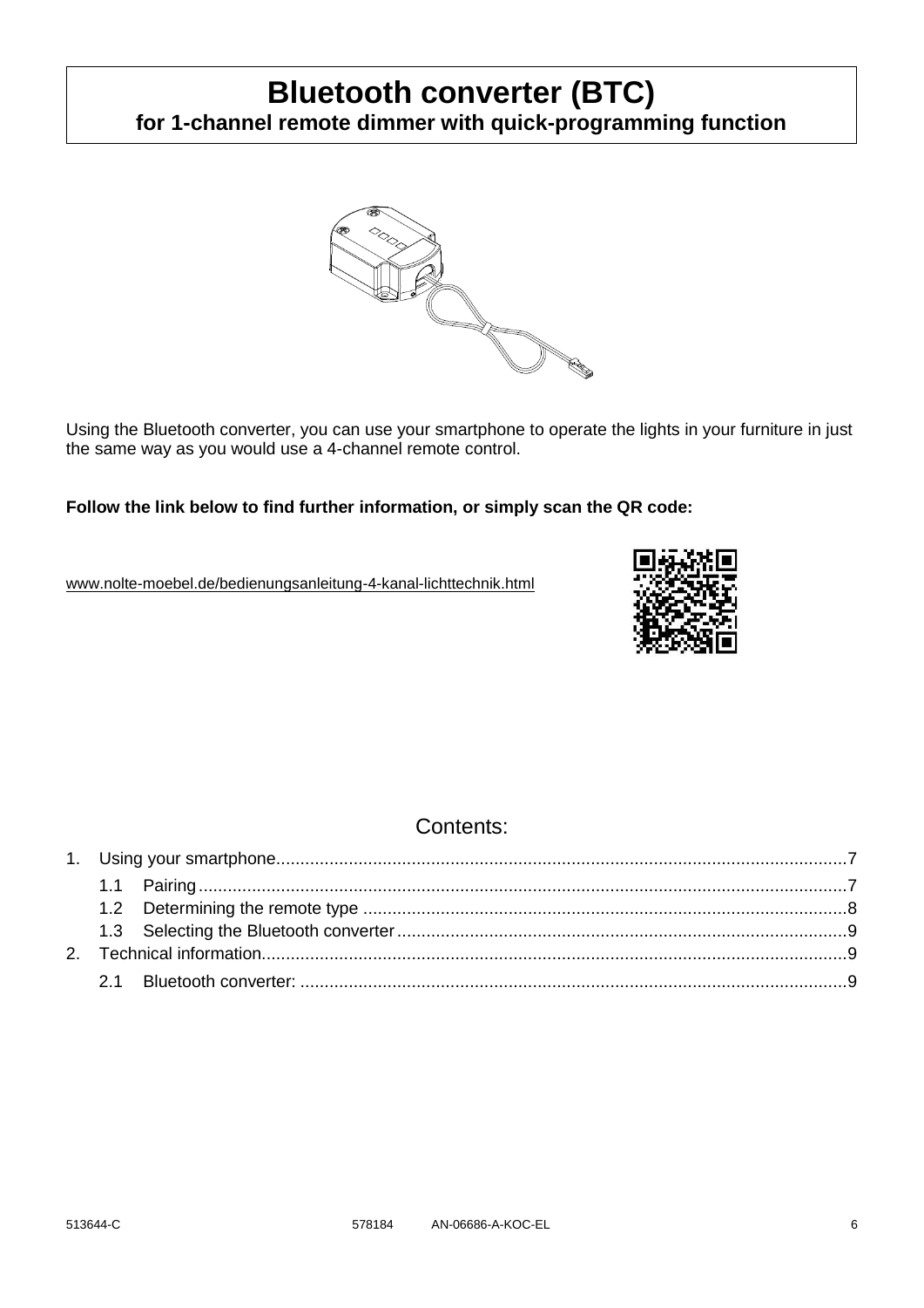# Bluetooth converter (BTC)

## for 1-channel remote dimmer with quick-programming function

Using the Bluetooth converter, you can use your smartphone to operate the lights in your furniture in just the same way as you would use a 4-channel remote control.

**Follow the link below to find further information, or simply scan the QR code:**

www.nolte-moebel.de/bedienungsanleitung-4-kanal-lichttechnik.html

Contents:

1. Using your smartphone....7
   - 1.1 Pairing....7
   - 1.2 Determining the remote type....8
   - 1.3 Selecting the Bluetooth converter....9
2. Technical information....9
   - 2.1 Bluetooth converter:....9

513644-C    578184    AN-06686-A-KOC-EL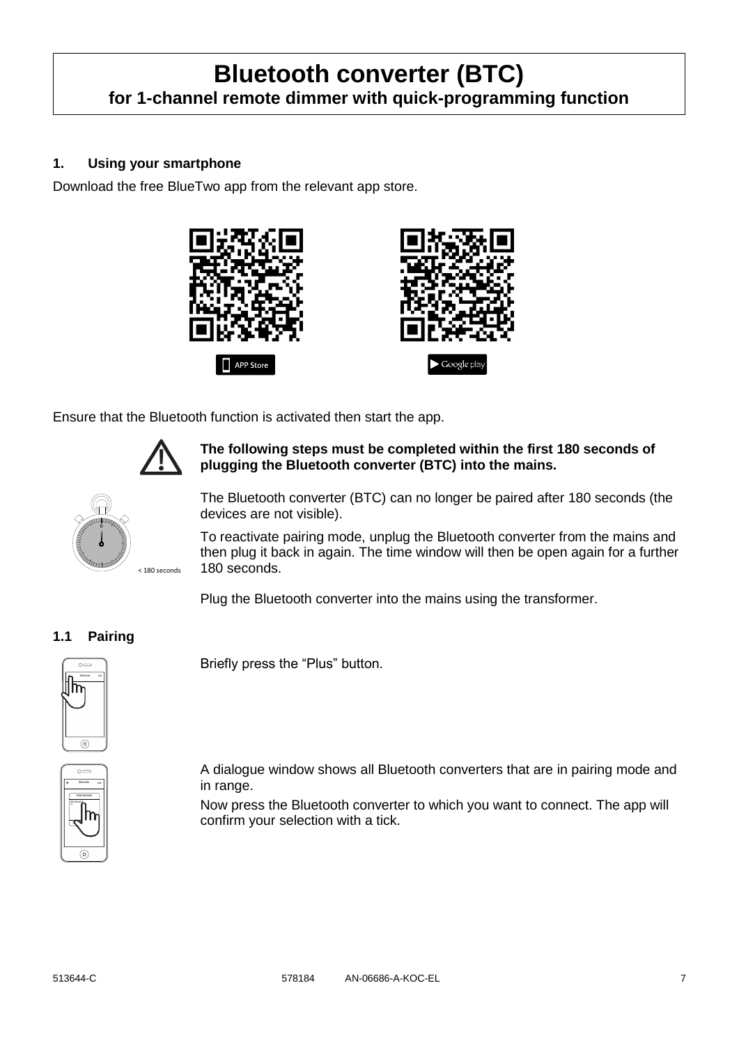# Bluetooth converter (BTC)
## for 1-channel remote dimmer with quick-programming function

### 1. Using your smartphone

Download the free BlueTwo app from the relevant app store.

APP Store

Google play

Ensure that the Bluetooth function is activated then start the app.

**The following steps must be completed within the first 180 seconds of plugging the Bluetooth converter (BTC) into the mains.**

The Bluetooth converter (BTC) can no longer be paired after 180 seconds (the devices are not visible).

To reactivate pairing mode, unplug the Bluetooth converter from the mains and then plug it back in again. The time window will then be open again for a further 180 seconds.

< 180 seconds

Plug the Bluetooth converter into the mains using the transformer.

### 1.1 Pairing

Briefly press the “Plus” button.

A dialogue window shows all Bluetooth converters that are in pairing mode and in range.

Now press the Bluetooth converter to which you want to connect. The app will confirm your selection with a tick.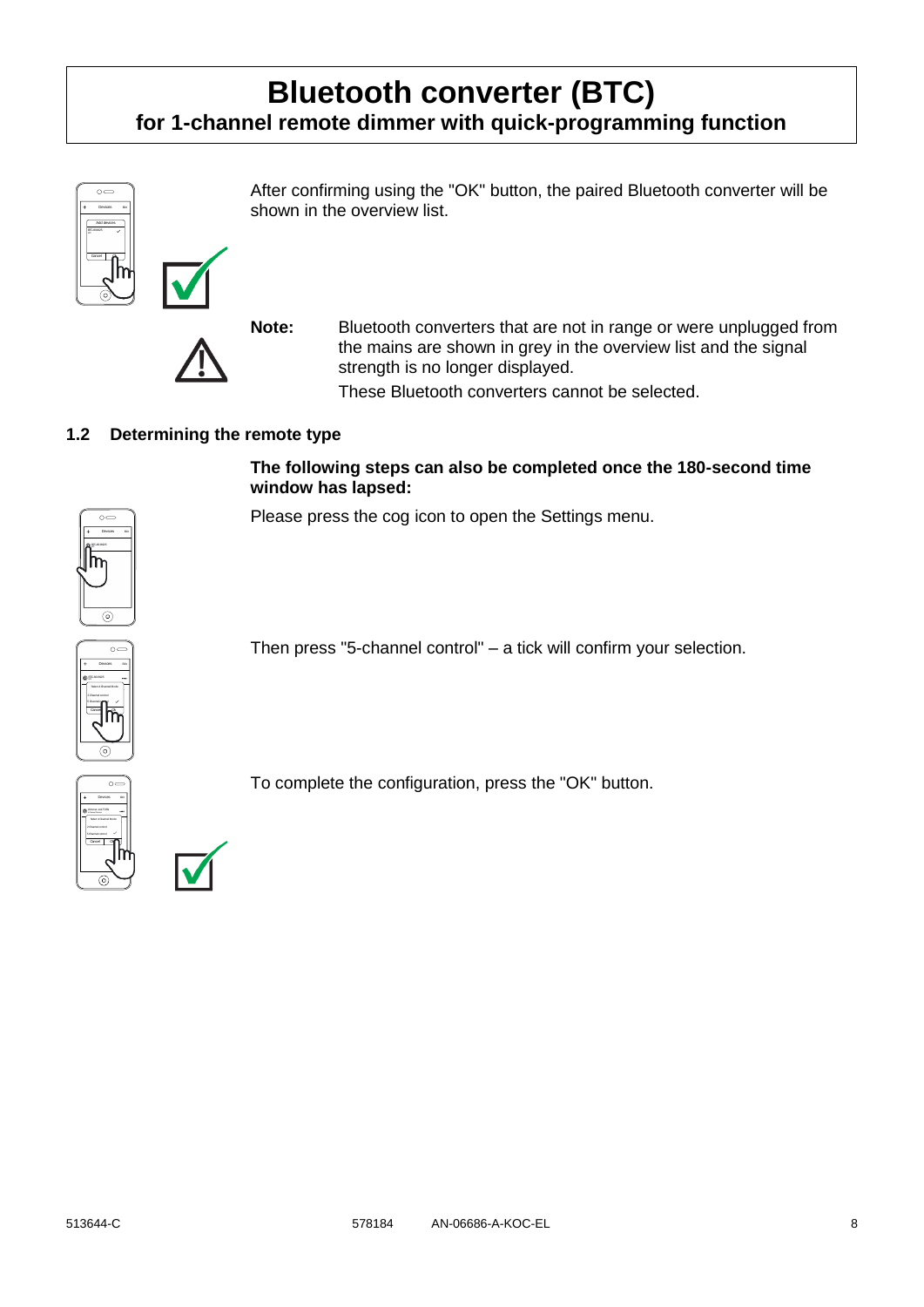# Bluetooth converter (BTC)

## for 1-channel remote dimmer with quick-programming function

After confirming using the "OK" button, the paired Bluetooth converter will be shown in the overview list.

**Note:** Bluetooth converters that are not in range or were unplugged from the mains are shown in grey in the overview list and the signal strength is no longer displayed.

These Bluetooth converters cannot be selected.

### 1.2 Determining the remote type

**The following steps can also be completed once the 180-second time window has lapsed:**

Please press the cog icon to open the Settings menu.

Then press "5-channel control" – a tick will confirm your selection.

To complete the configuration, press the "OK" button.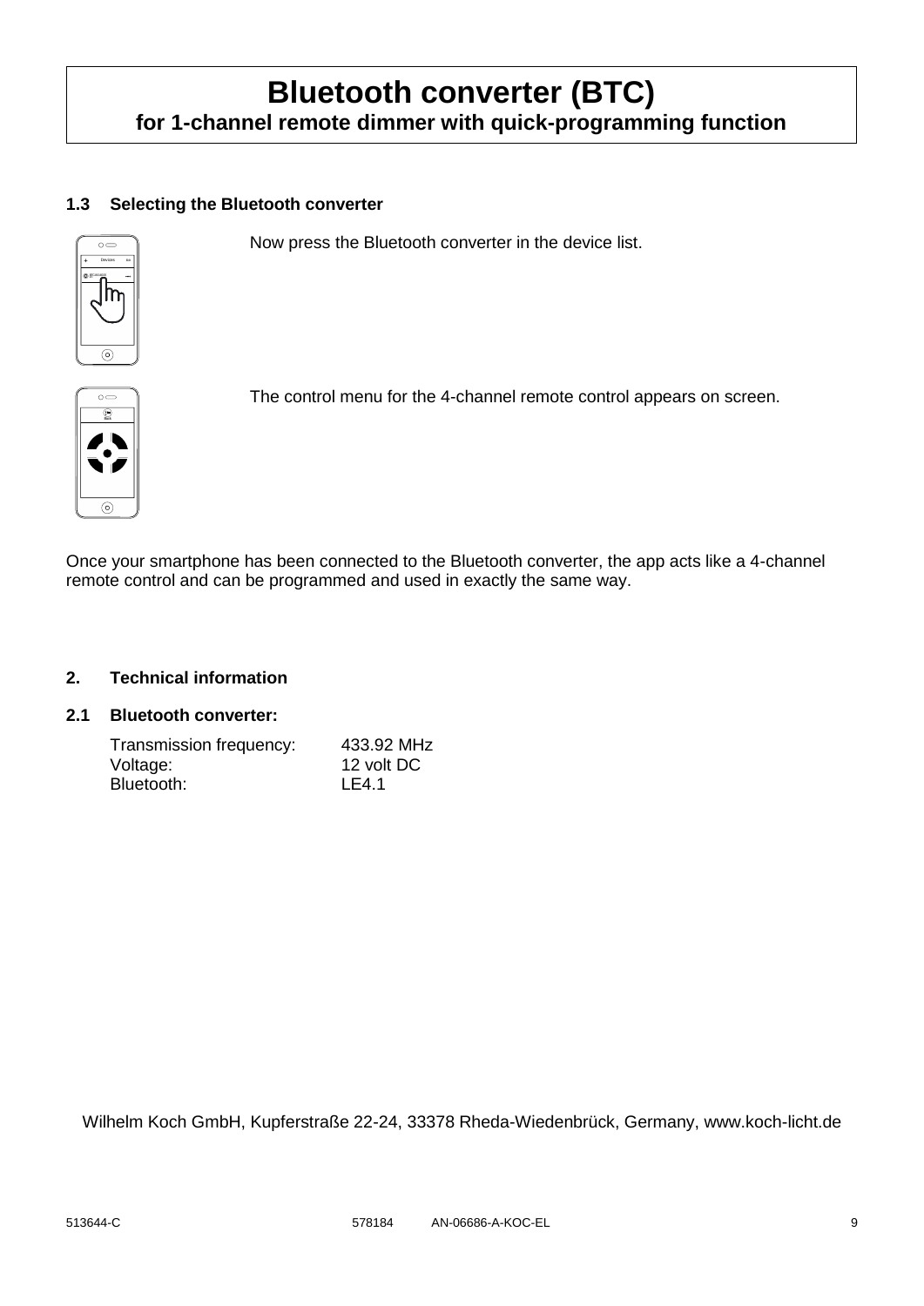# Bluetooth converter (BTC)

## for 1-channel remote dimmer with quick-programming function

### 1.3 Selecting the Bluetooth converter

Now press the Bluetooth converter in the device list.

The control menu for the 4-channel remote control appears on screen.

Once your smartphone has been connected to the Bluetooth converter, the app acts like a 4-channel remote control and can be programmed and used in exactly the same way.

### 2. Technical information

### 2.1 Bluetooth converter:

| | |
|---|---|
| Transmission frequency: | 433.92 MHz |
| Voltage: | 12 volt DC |
| Bluetooth: | LE4.1 |

Wilhelm Koch GmbH, Kupferstraße 22-24, 33378 Rheda-Wiedenbrück, Germany, www.koch-licht.de

513644-C 578184 AN-06686-A-KOC-EL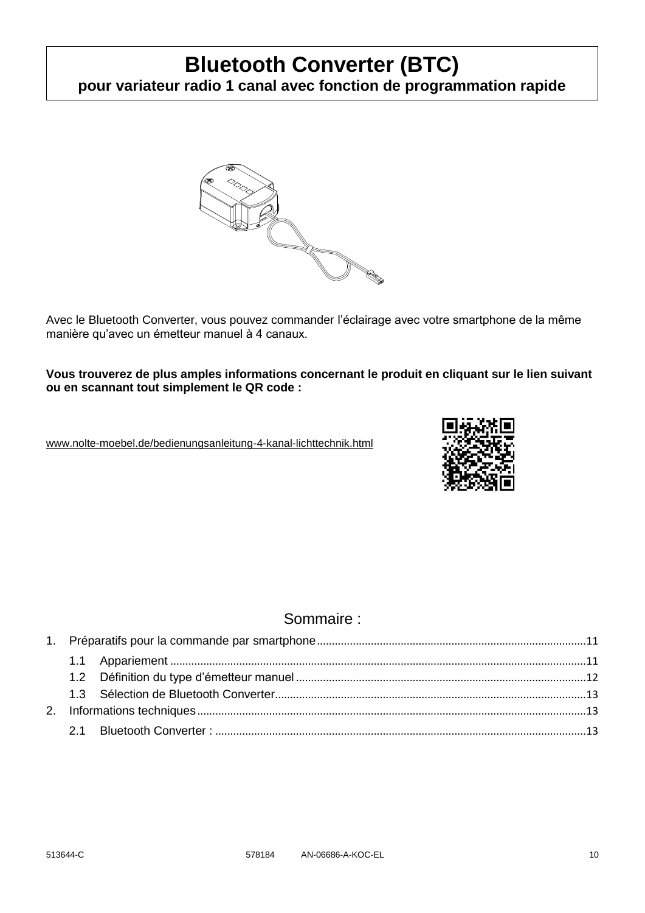# Bluetooth Converter (BTC)

**pour variateur radio 1 canal avec fonction de programmation rapide**

Avec le Bluetooth Converter, vous pouvez commander l'éclairage avec votre smartphone de la même manière qu'avec un émetteur manuel à 4 canaux.

**Vous trouverez de plus amples informations concernant le produit en cliquant sur le lien suivant ou en scannant tout simplement le QR code :**

www.nolte-moebel.de/bedienungsanleitung-4-kanal-lichttechnik.html

## Sommaire :

1. Préparatifs pour la commande par smartphone ........ 11
   - 1.1 Appariement ........ 11
   - 1.2 Définition du type d'émetteur manuel ........ 12
   - 1.3 Sélection de Bluetooth Converter ........ 13
2. Informations techniques ........ 13
   - 2.1 Bluetooth Converter : ........ 13

513644-C 578184 AN-06686-A-KOC-EL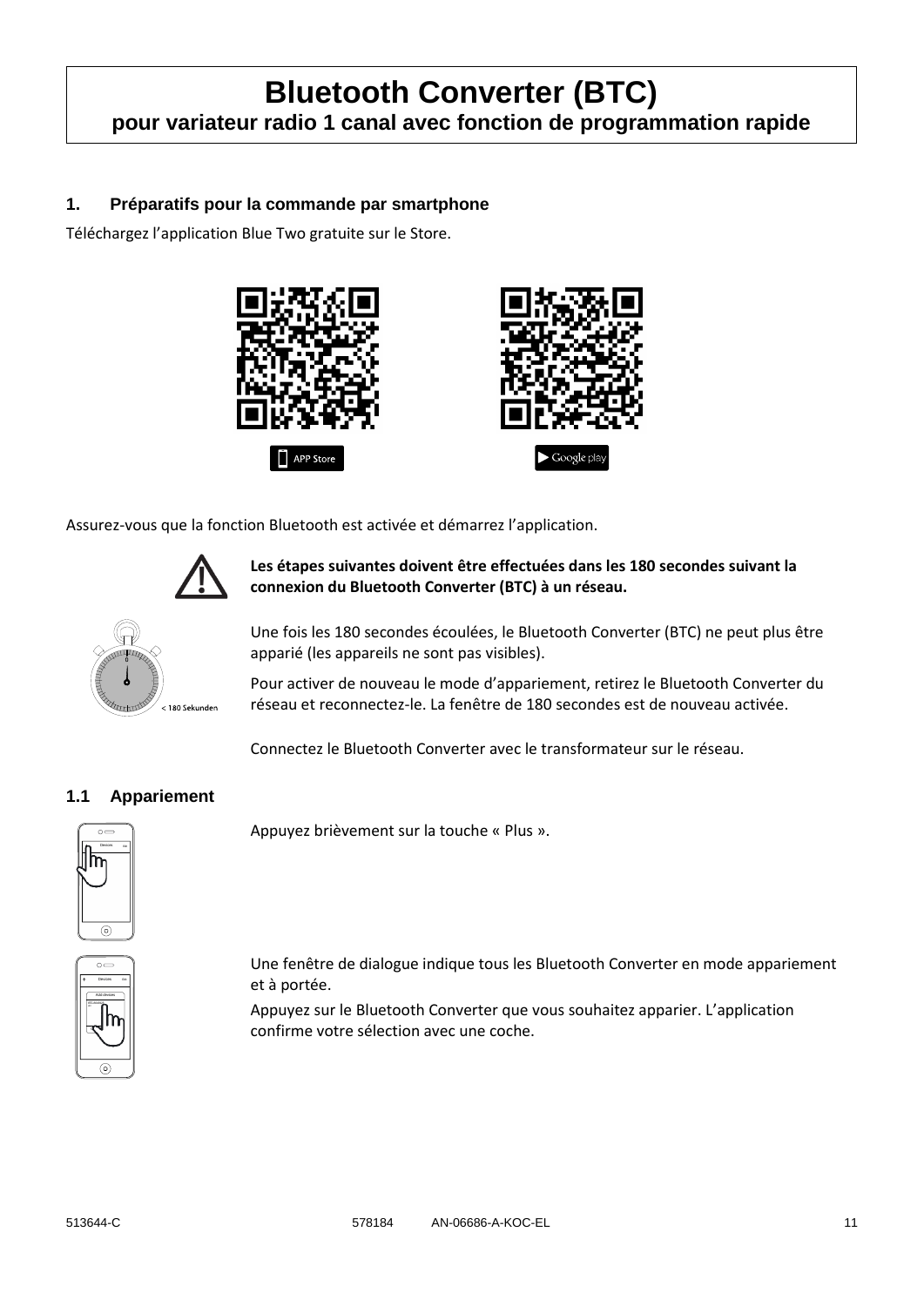# Bluetooth Converter (BTC)

## pour variateur radio 1 canal avec fonction de programmation rapide

### 1. Préparatifs pour la commande par smartphone

Téléchargez l'application Blue Two gratuite sur le Store.

APP Store

Google play

Assurez-vous que la fonction Bluetooth est activée et démarrez l'application.

**Les étapes suivantes doivent être effectuées dans les 180 secondes suivant la connexion du Bluetooth Converter (BTC) à un réseau.**

< 180 Sekunden

Une fois les 180 secondes écoulées, le Bluetooth Converter (BTC) ne peut plus être apparié (les appareils ne sont pas visibles).

Pour activer de nouveau le mode d'appariement, retirez le Bluetooth Converter du réseau et reconnectez-le. La fenêtre de 180 secondes est de nouveau activée.

Connectez le Bluetooth Converter avec le transformateur sur le réseau.

### 1.1 Appariement

Appuyez brièvement sur la touche « Plus ».

Une fenêtre de dialogue indique tous les Bluetooth Converter en mode appariement et à portée.

Appuyez sur le Bluetooth Converter que vous souhaitez apparier. L'application confirme votre sélection avec une coche.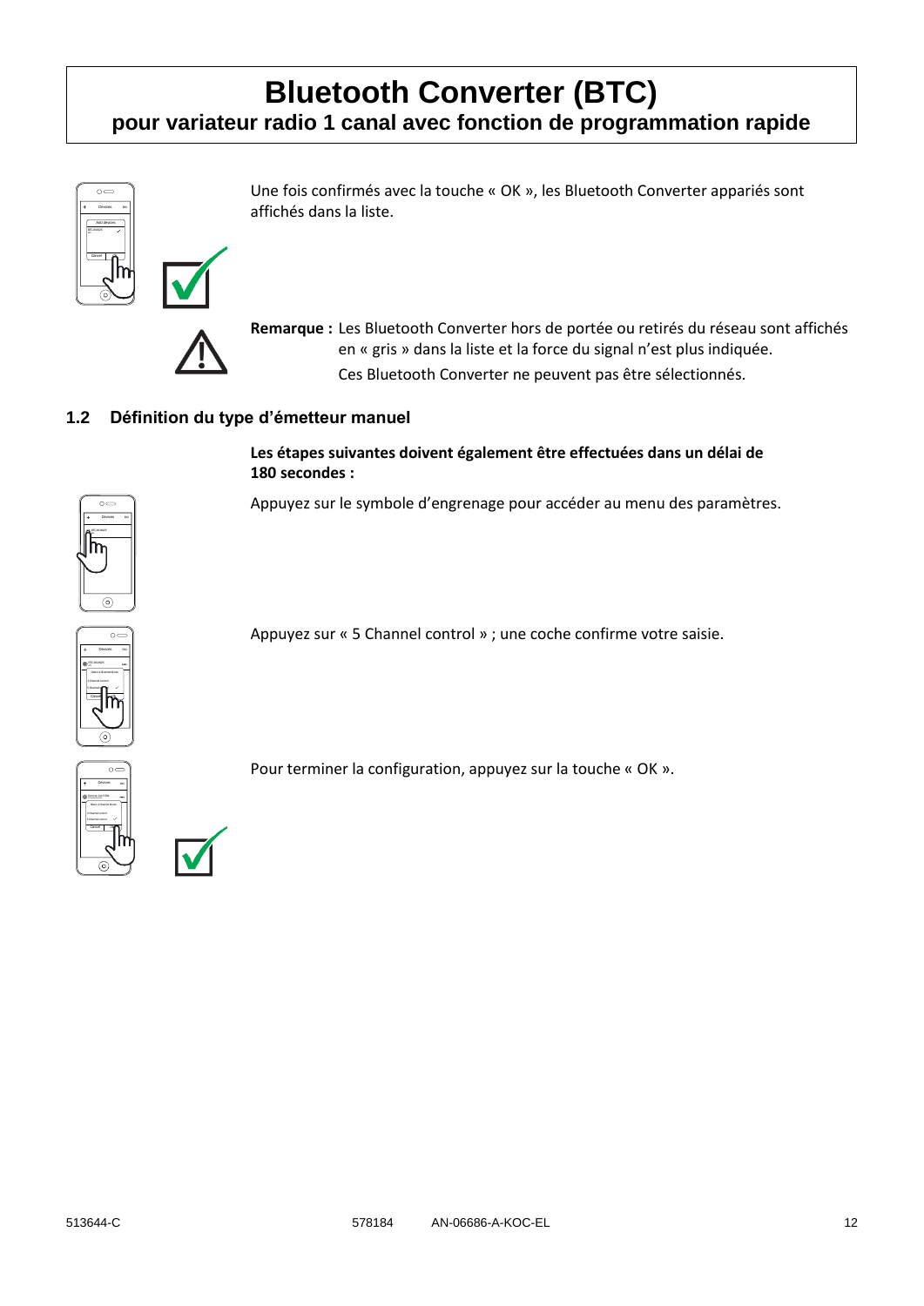# Bluetooth Converter (BTC)

## pour variateur radio 1 canal avec fonction de programmation rapide

Une fois confirmés avec la touche « OK », les Bluetooth Converter appariés sont affichés dans la liste.

**Remarque :** Les Bluetooth Converter hors de portée ou retirés du réseau sont affichés en « gris » dans la liste et la force du signal n'est plus indiquée.
Ces Bluetooth Converter ne peuvent pas être sélectionnés.

### 1.2 Définition du type d'émetteur manuel

**Les étapes suivantes doivent également être effectuées dans un délai de 180 secondes :**

Appuyez sur le symbole d'engrenage pour accéder au menu des paramètres.

Appuyez sur « 5 Channel control » ; une coche confirme votre saisie.

Pour terminer la configuration, appuyez sur la touche « OK ».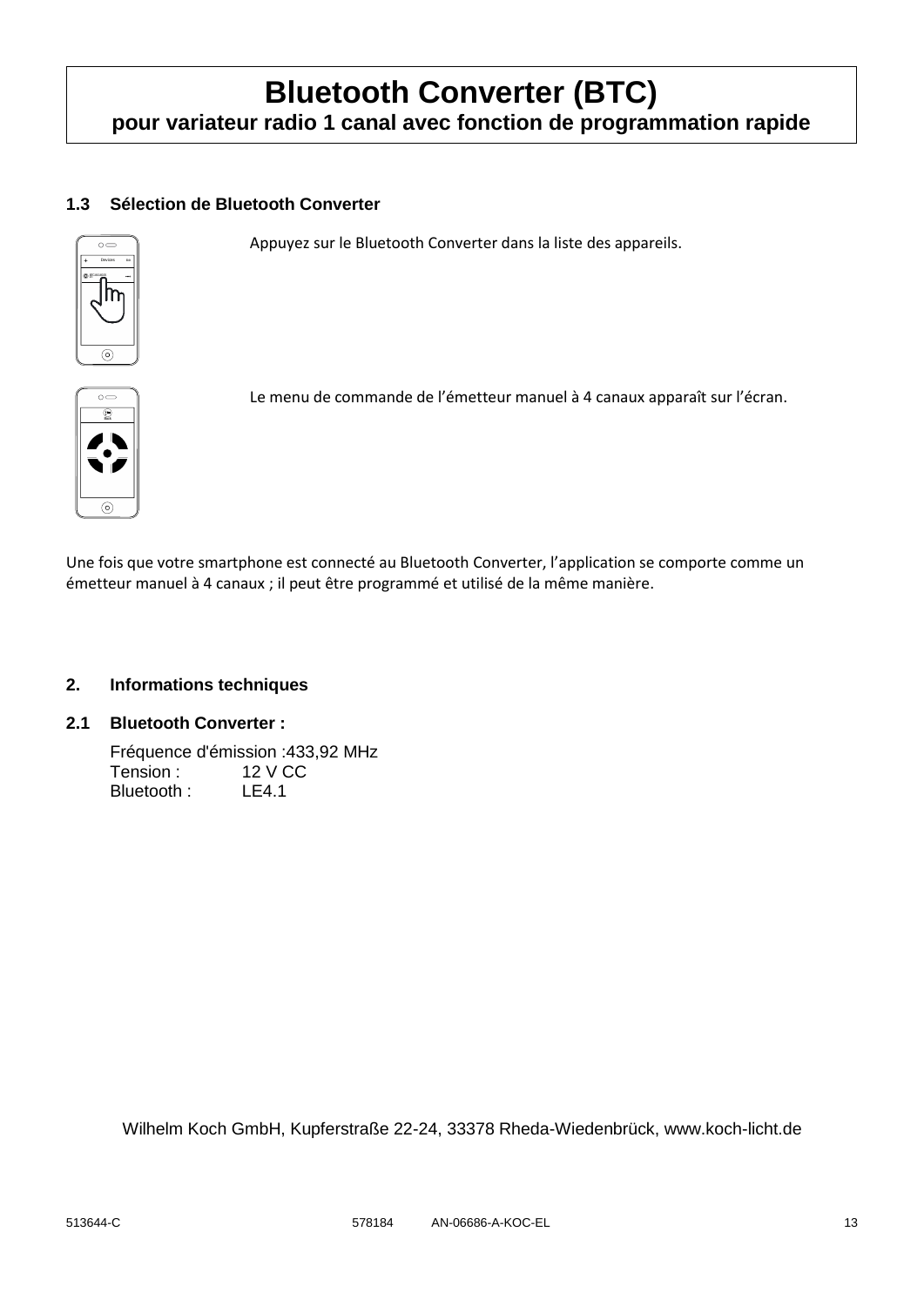# Bluetooth Converter (BTC)

**pour variateur radio 1 canal avec fonction de programmation rapide**

### 1.3 Sélection de Bluetooth Converter

Appuyez sur le Bluetooth Converter dans la liste des appareils.

Le menu de commande de l'émetteur manuel à 4 canaux apparaît sur l'écran.

Une fois que votre smartphone est connecté au Bluetooth Converter, l'application se comporte comme un émetteur manuel à 4 canaux ; il peut être programmé et utilisé de la même manière.

## 2. Informations techniques

### 2.1 Bluetooth Converter :

Fréquence d'émission :433,92 MHz
Tension : 12 V CC
Bluetooth : LE4.1

Wilhelm Koch GmbH, Kupferstraße 22-24, 33378 Rheda-Wiedenbrück, www.koch-licht.de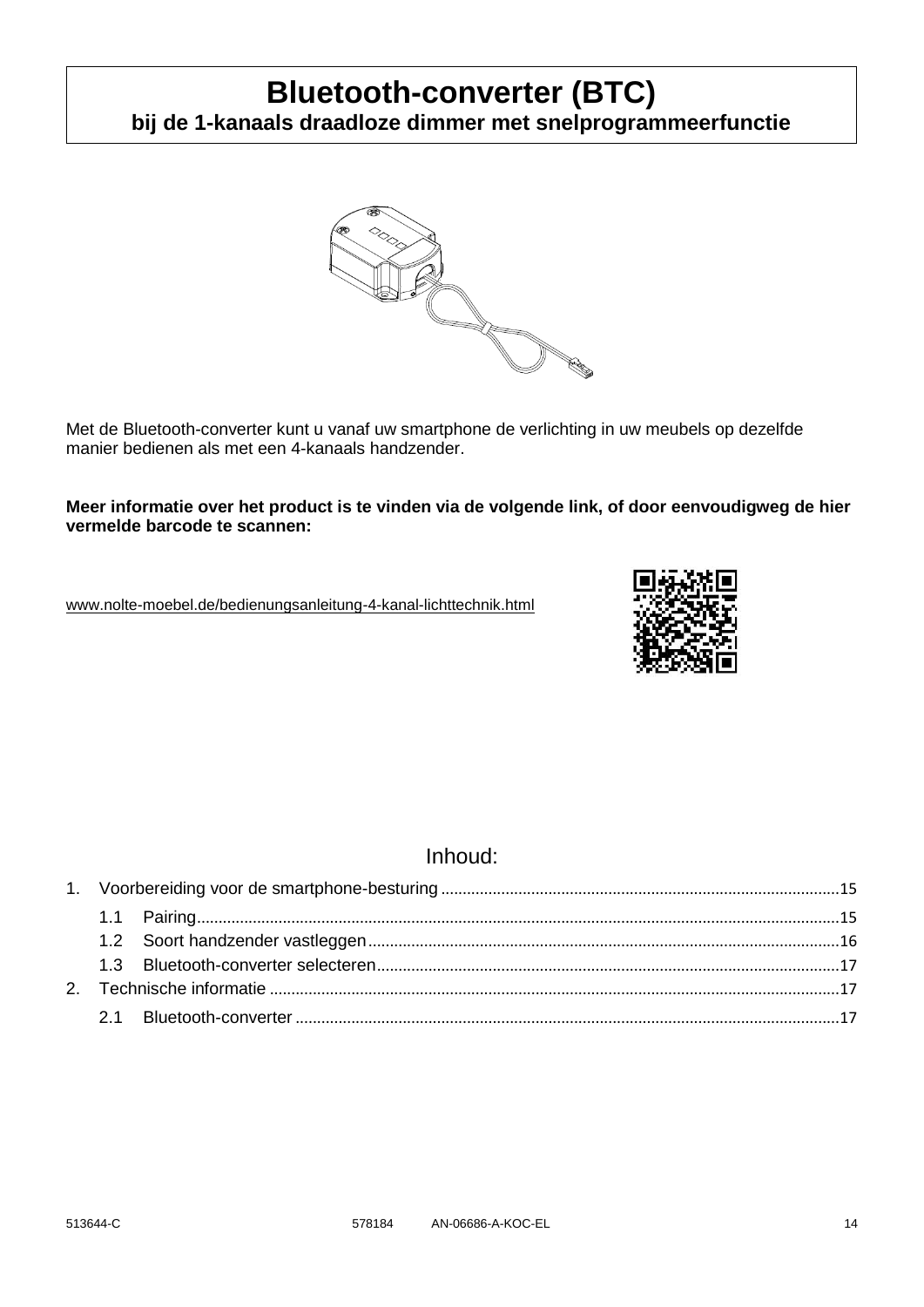# Bluetooth-converter (BTC)

## bij de 1-kanaals draadloze dimmer met snelprogrammeerfunctie

Met de Bluetooth-converter kunt u vanaf uw smartphone de verlichting in uw meubels op dezelfde manier bedienen als met een 4-kanaals handzender.

**Meer informatie over het product is te vinden via de volgende link, of door eenvoudigweg de hier vermelde barcode te scannen:**

www.nolte-moebel.de/bedienungsanleitung-4-kanal-lichttechnik.html

Inhoud:

1. Voorbereiding voor de smartphone-besturing ..... 15
   - 1.1 Pairing ..... 15
   - 1.2 Soort handzender vastleggen ..... 16
   - 1.3 Bluetooth-converter selecteren ..... 17
2. Technische informatie ..... 17
   - 2.1 Bluetooth-converter ..... 17

513644-C 578184 AN-06686-A-KOC-EL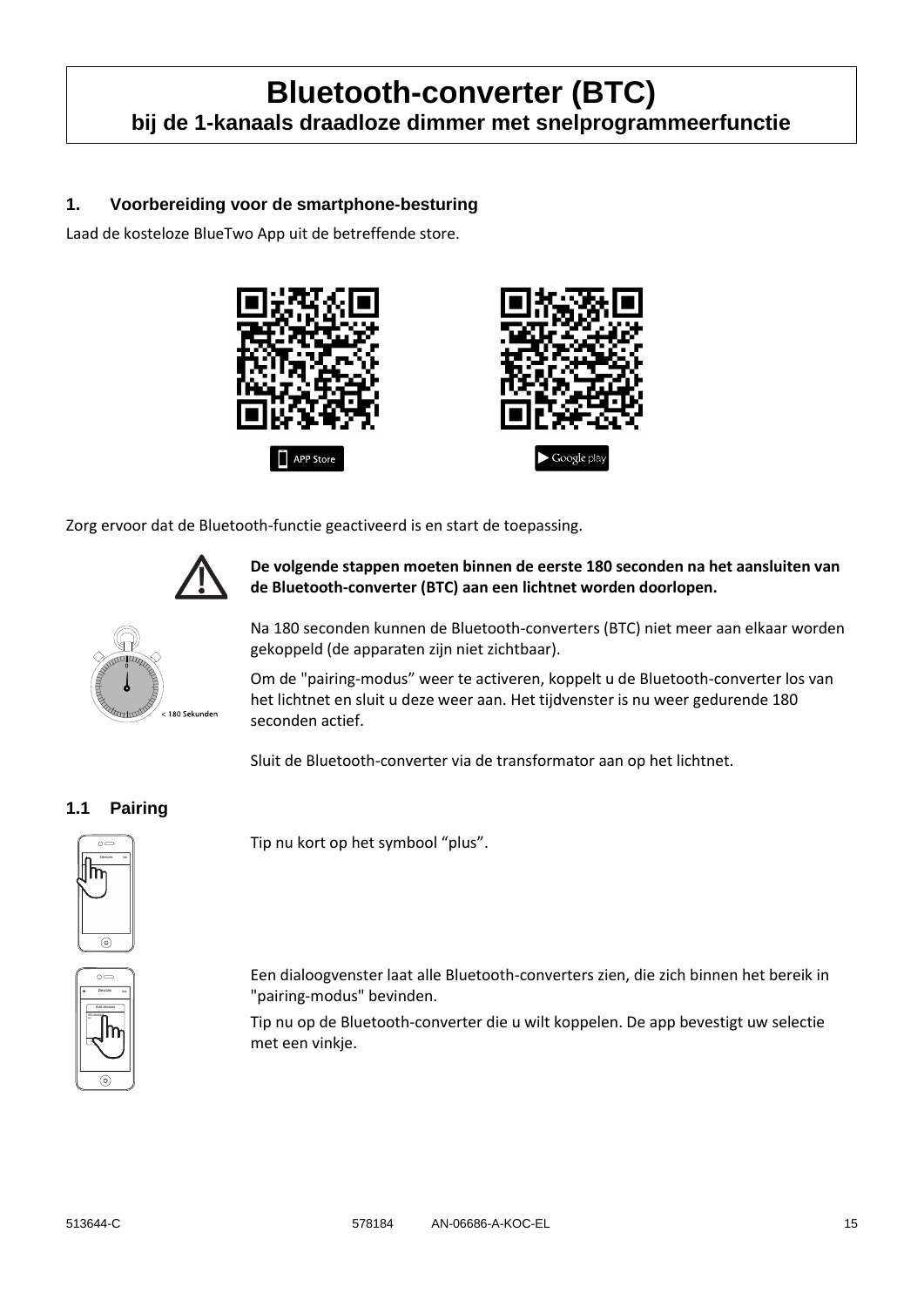# Bluetooth-converter (BTC)

## bij de 1-kanaals draadloze dimmer met snelprogrammeerfunctie

### 1. Voorbereiding voor de smartphone-besturing

Laad de kosteloze BlueTwo App uit de betreffende store.

APP Store

Google play

Zorg ervoor dat de Bluetooth-functie geactiveerd is en start de toepassing.

**De volgende stappen moeten binnen de eerste 180 seconden na het aansluiten van de Bluetooth-converter (BTC) aan een lichtnet worden doorlopen.**

< 180 Sekunden

Na 180 seconden kunnen de Bluetooth-converters (BTC) niet meer aan elkaar worden gekoppeld (de apparaten zijn niet zichtbaar).

Om de "pairing-modus" weer te activeren, koppelt u de Bluetooth-converter los van het lichtnet en sluit u deze weer aan. Het tijdvenster is nu weer gedurende 180 seconden actief.

Sluit de Bluetooth-converter via de transformator aan op het lichtnet.

### 1.1 Pairing

Tip nu kort op het symbool “plus”.

Een dialoogvenster laat alle Bluetooth-converters zien, die zich binnen het bereik in "pairing-modus" bevinden.

Tip nu op de Bluetooth-converter die u wilt koppelen. De app bevestigt uw selectie met een vinkje.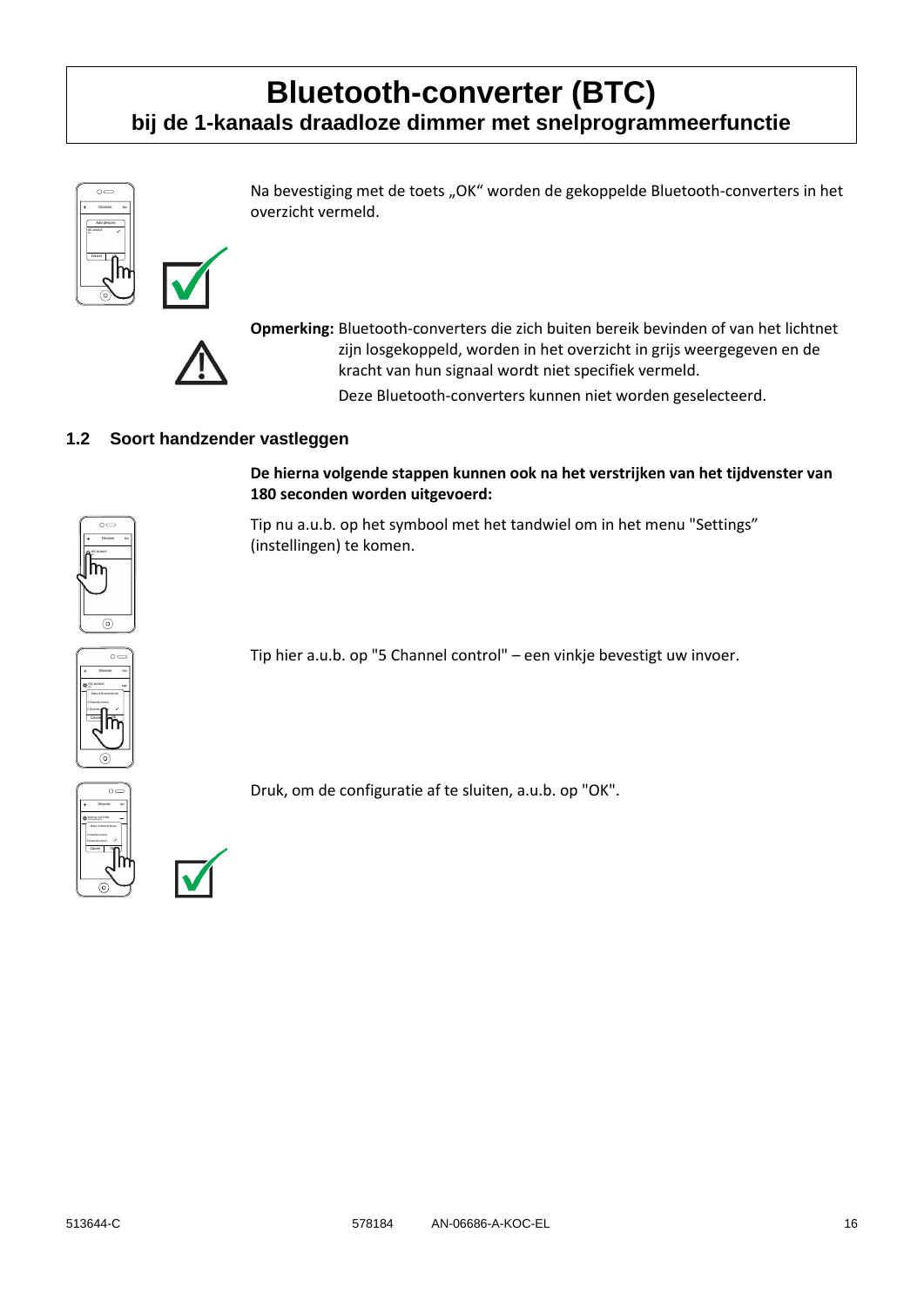# Bluetooth-converter (BTC)

## bij de 1-kanaals draadloze dimmer met snelprogrammeerfunctie

Na bevestiging met de toets „OK“ worden de gekoppelde Bluetooth-converters in het overzicht vermeld.

**Opmerking:** Bluetooth-converters die zich buiten bereik bevinden of van het lichtnet zijn losgekoppeld, worden in het overzicht in grijs weergegeven en de kracht van hun signaal wordt niet specifiek vermeld.

Deze Bluetooth-converters kunnen niet worden geselecteerd.

### 1.2 Soort handzender vastleggen

**De hierna volgende stappen kunnen ook na het verstrijken van het tijdvenster van 180 seconden worden uitgevoerd:**

Tip nu a.u.b. op het symbool met het tandwiel om in het menu "Settings” (instellingen) te komen.

Tip hier a.u.b. op "5 Channel control" – een vinkje bevestigt uw invoer.

Druk, om de configuratie af te sluiten, a.u.b. op "OK".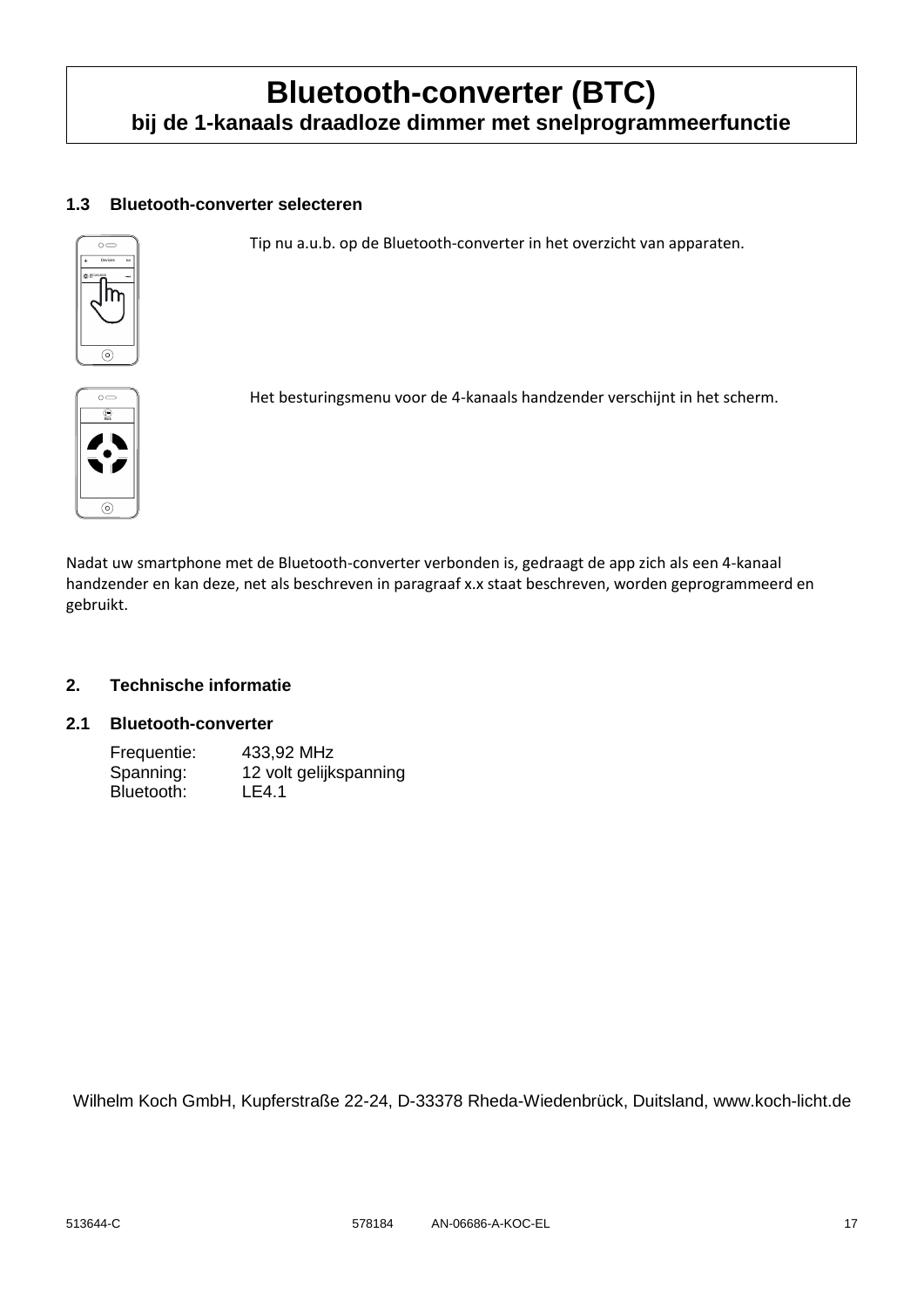# Bluetooth-converter (BTC)

**bij de 1-kanaals draadloze dimmer met snelprogrammeerfunctie**

### 1.3 Bluetooth-converter selecteren

Tip nu a.u.b. op de Bluetooth-converter in het overzicht van apparaten.

Het besturingsmenu voor de 4-kanaals handzender verschijnt in het scherm.

Nadat uw smartphone met de Bluetooth-converter verbonden is, gedraagt de app zich als een 4-kanaal handzender en kan deze, net als beschreven in paragraaf x.x staat beschreven, worden geprogrammeerd en gebruikt.

## 2. Technische informatie

### 2.1 Bluetooth-converter

| | |
|---|---|
| Frequentie: | 433,92 MHz |
| Spanning: | 12 volt gelijkspanning |
| Bluetooth: | LE4.1 |

Wilhelm Koch GmbH, Kupferstraße 22-24, D-33378 Rheda-Wiedenbrück, Duitsland, www.koch-licht.de

513644-C 578184 AN-06686-A-KOC-EL